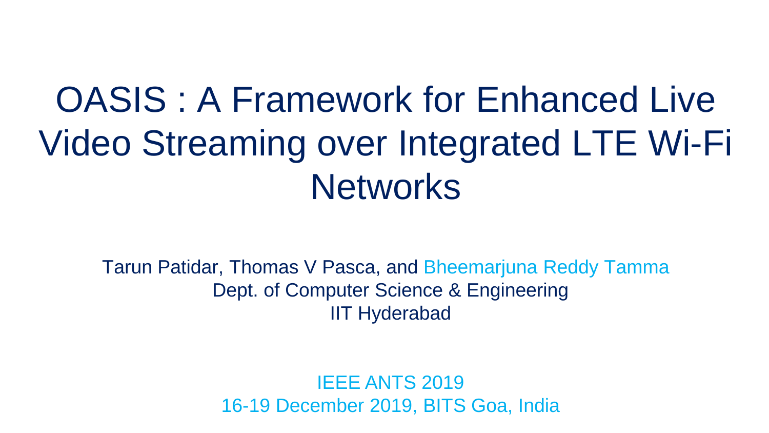# OASIS : A Framework for Enhanced Live Video Streaming over Integrated LTE Wi-Fi Networks

Tarun Patidar, Thomas V Pasca, and Bheemarjuna Reddy Tamma
Dept. of Computer Science & Engineering
IIT Hyderabad

IEEE ANTS 2019
16-19 December 2019, BITS Goa, India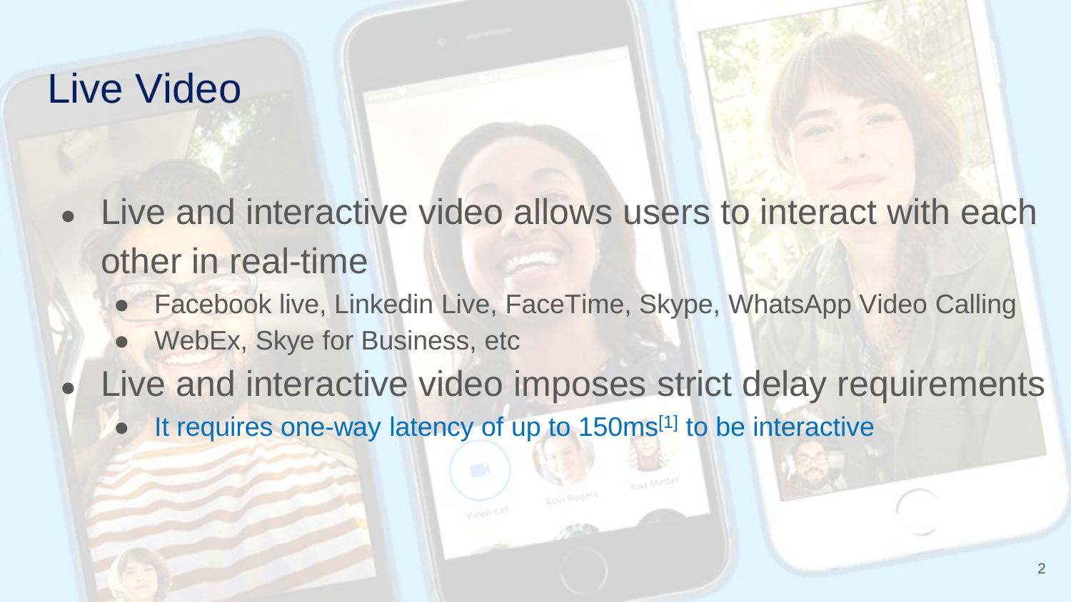# Live Video

- Live and interactive video allows users to interact with each other in real-time
  - Facebook live, Linkedin Live, FaceTime, Skype, WhatsApp Video Calling
  - WebEx, Skye for Business, etc
- Live and interactive video imposes strict delay requirements
  - It requires one-way latency of up to 150ms[1] to be interactive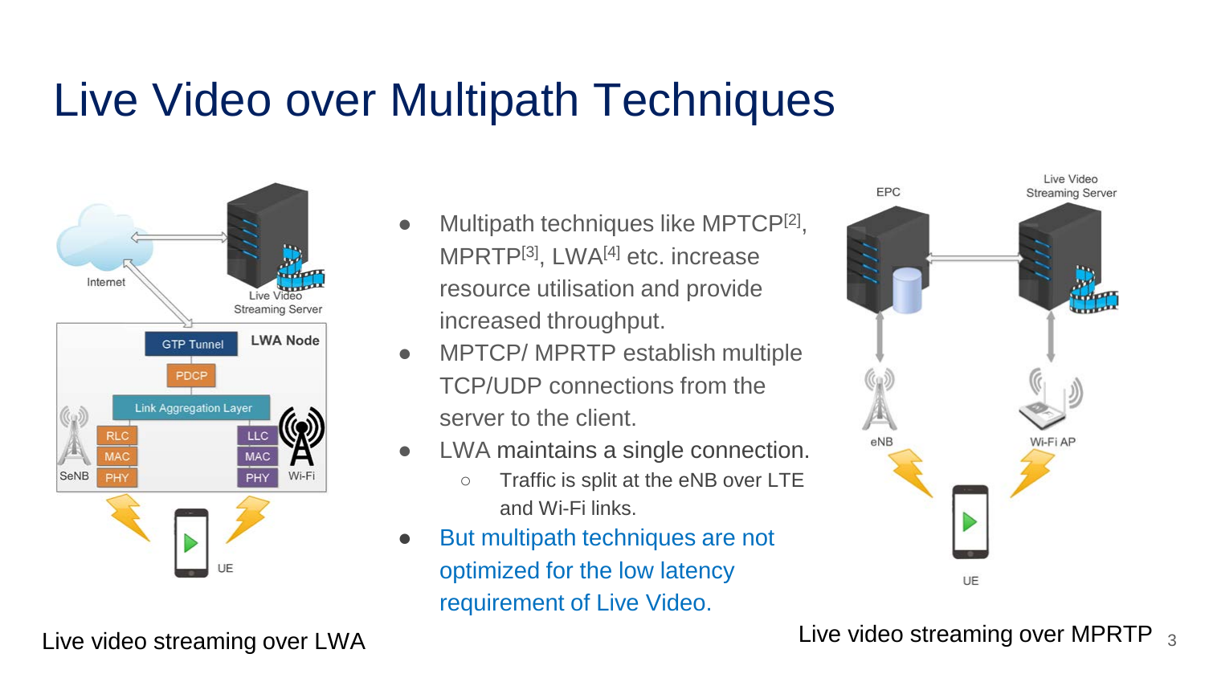# Live Video over Multipath Techniques

- Multipath techniques like MPTCP[2], MPRTP[3], LWA[4] etc. increase resource utilisation and provide increased throughput.
- MPTCP/ MPRTP establish multiple TCP/UDP connections from the server to the client.
- LWA maintains a single connection.
  - Traffic is split at the eNB over LTE and Wi-Fi links.
- But multipath techniques are not optimized for the low latency requirement of Live Video.

Live video streaming over LWA

Live video streaming over MPRTP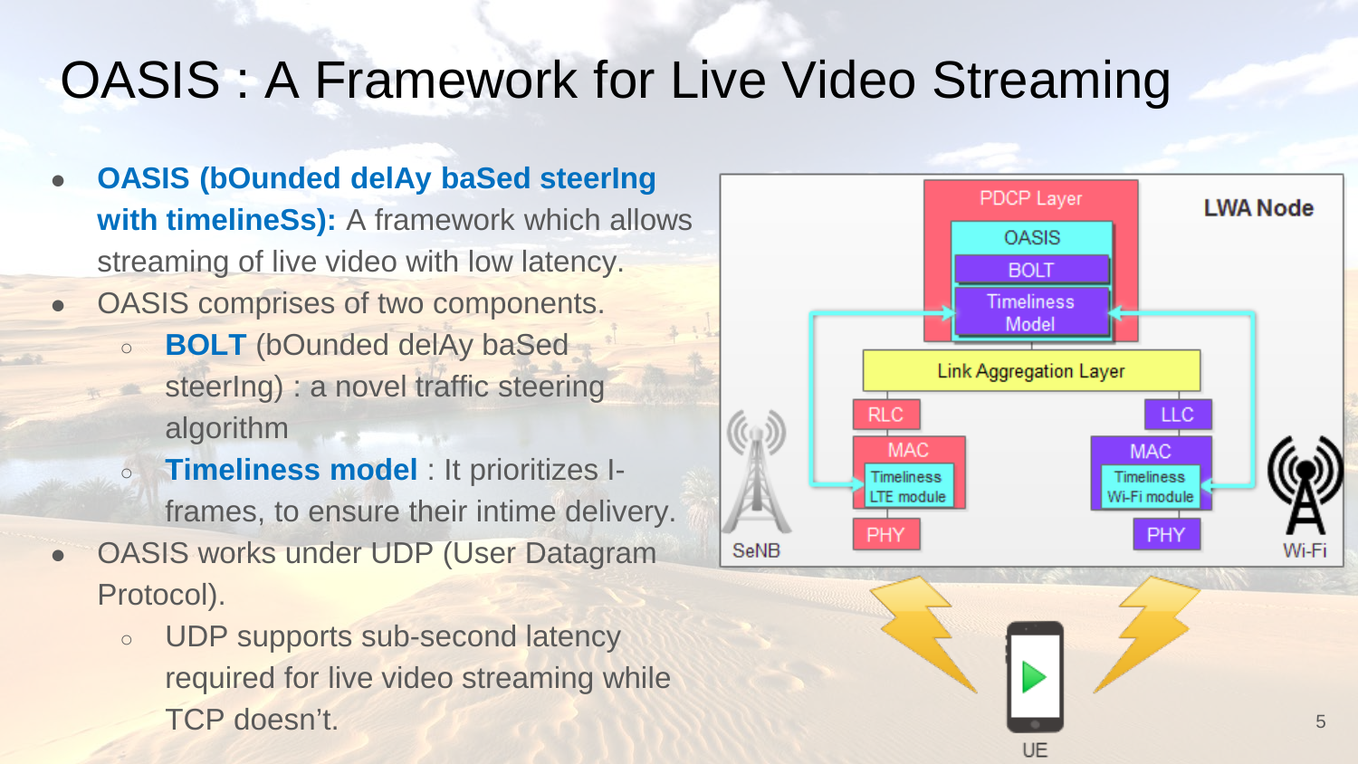# OASIS : A Framework for Live Video Streaming

- **OASIS (bOunded delAy baSed steerIng with timelineSs):** A framework which allows streaming of live video with low latency.
- OASIS comprises of two components.
  - **BOLT** (bOunded delAy baSed steerIng) : a novel traffic steering algorithm
  - **Timeliness model** : It prioritizes I-frames, to ensure their intime delivery.
- OASIS works under UDP (User Datagram Protocol).
  - UDP supports sub-second latency required for live video streaming while TCP doesn't.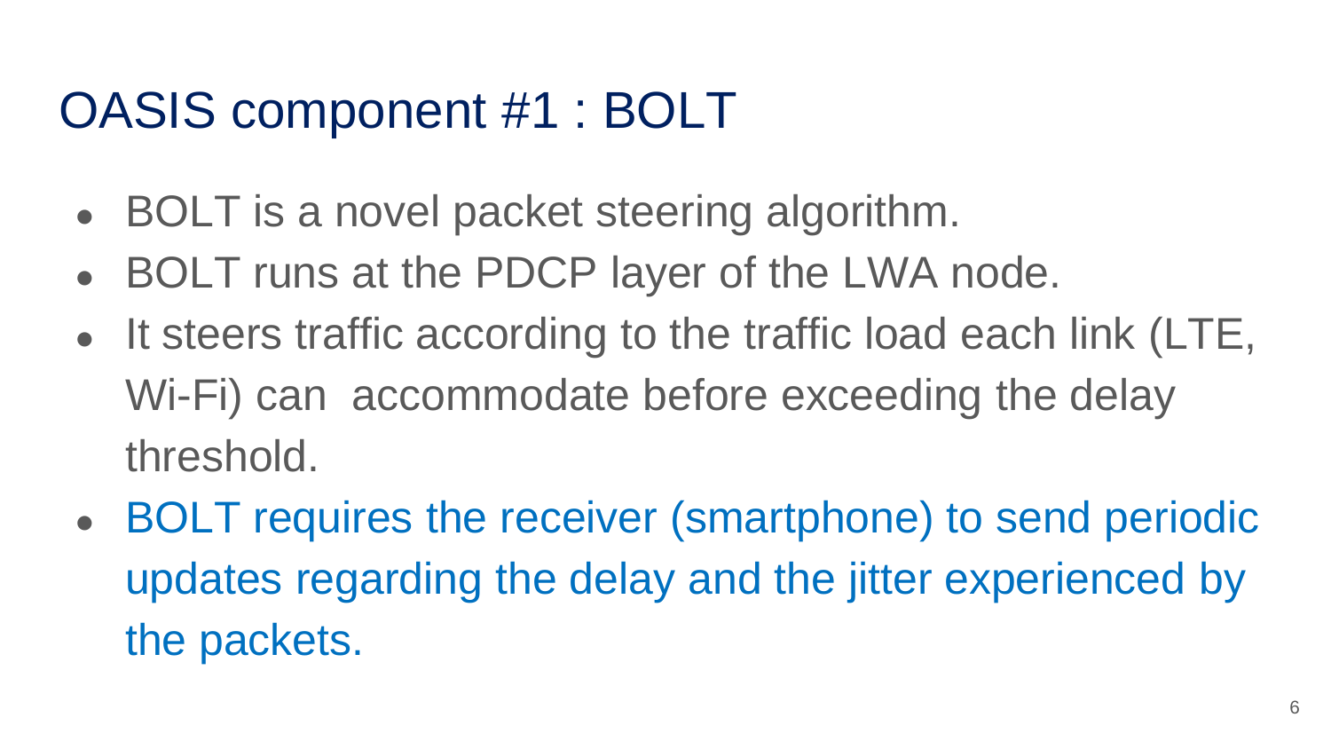# OASIS component #1 : BOLT

- BOLT is a novel packet steering algorithm.
- BOLT runs at the PDCP layer of the LWA node.
- It steers traffic according to the traffic load each link (LTE, Wi-Fi) can accommodate before exceeding the delay threshold.
- BOLT requires the receiver (smartphone) to send periodic updates regarding the delay and the jitter experienced by the packets.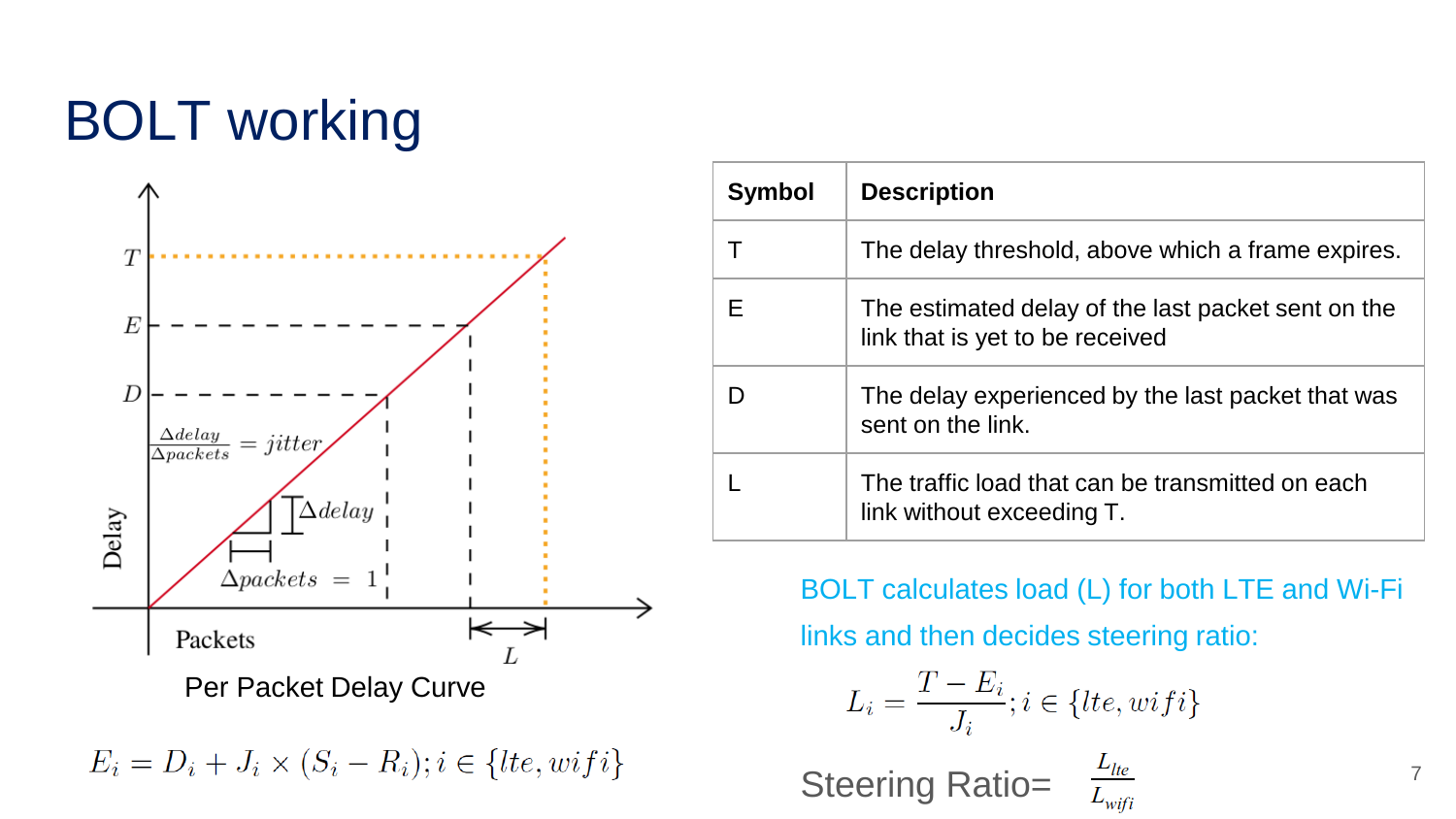# BOLT working

Per Packet Delay Curve

$$E_i = D_i + J_i \times (S_i - R_i); i \in \{lte, wifi\}$$

| Symbol | Description |
| --- | --- |
| T | The delay threshold, above which a frame expires. |
| E | The estimated delay of the last packet sent on the link that is yet to be received |
| D | The delay experienced by the last packet that was sent on the link. |
| L | The traffic load that can be transmitted on each link without exceeding T. |

BOLT calculates load (L) for both LTE and Wi-Fi links and then decides steering ratio:

$$L_i = \frac{T - E_i}{J_i}; i \in \{lte, wifi\}$$

$$\text{Steering Ratio} = \frac{L_{lte}}{L_{wifi}}$$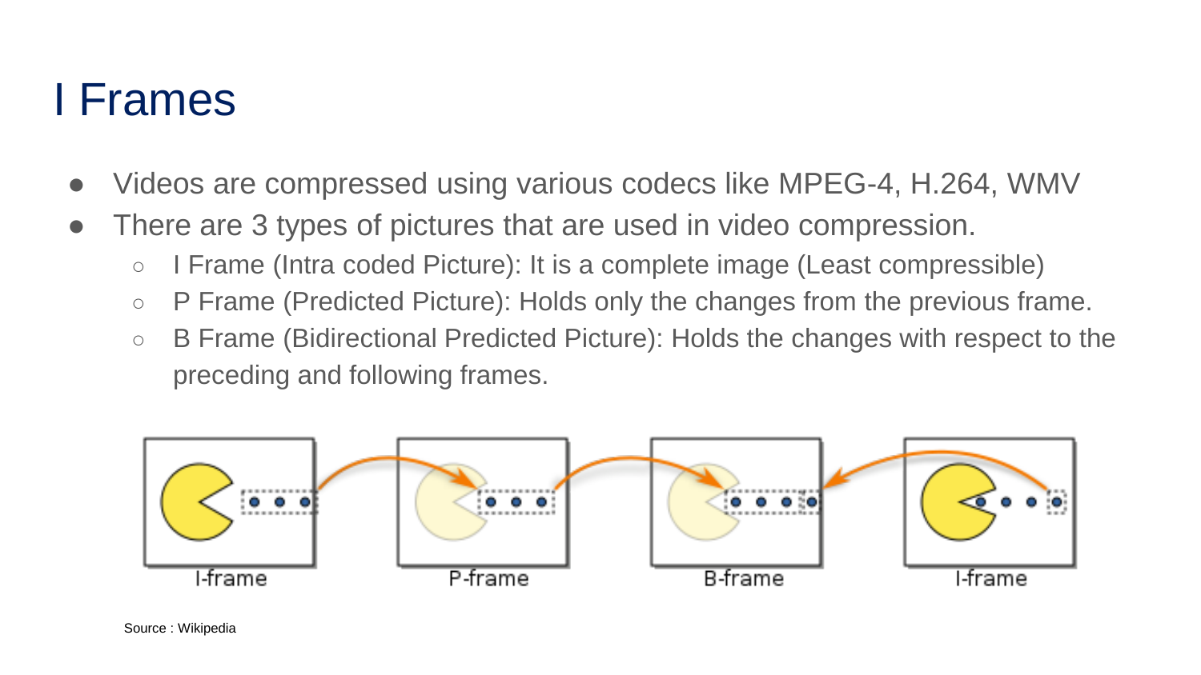# I Frames

- Videos are compressed using various codecs like MPEG-4, H.264, WMV
- There are 3 types of pictures that are used in video compression.
  - I Frame (Intra coded Picture): It is a complete image (Least compressible)
  - P Frame (Predicted Picture): Holds only the changes from the previous frame.
  - B Frame (Bidirectional Predicted Picture): Holds the changes with respect to the preceding and following frames.

I-frame P-frame B-frame I-frame

Source : Wikipedia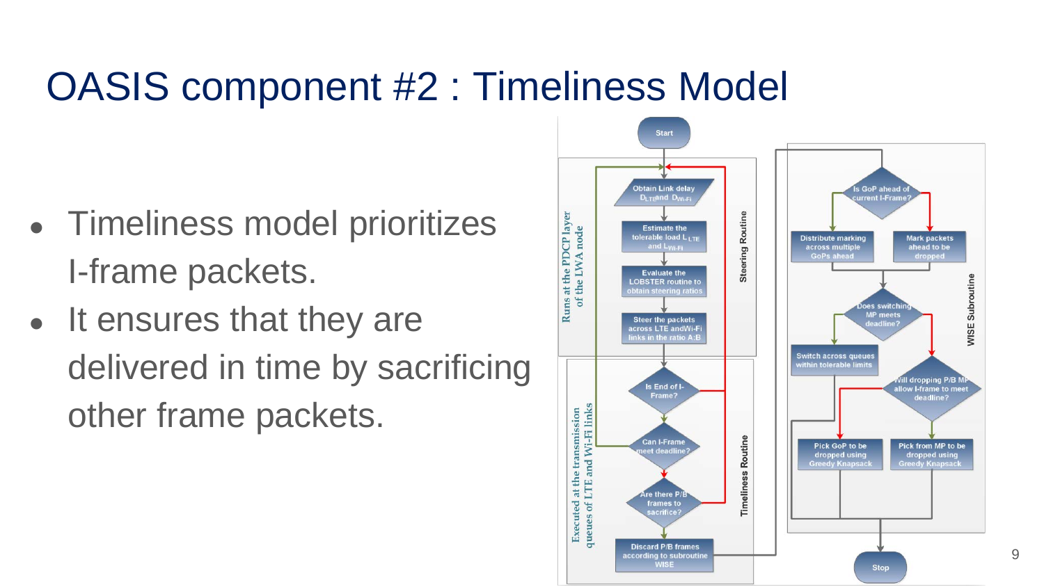# OASIS component #2 : Timeliness Model

- Timeliness model prioritizes I-frame packets.
- It ensures that they are delivered in time by sacrificing other frame packets.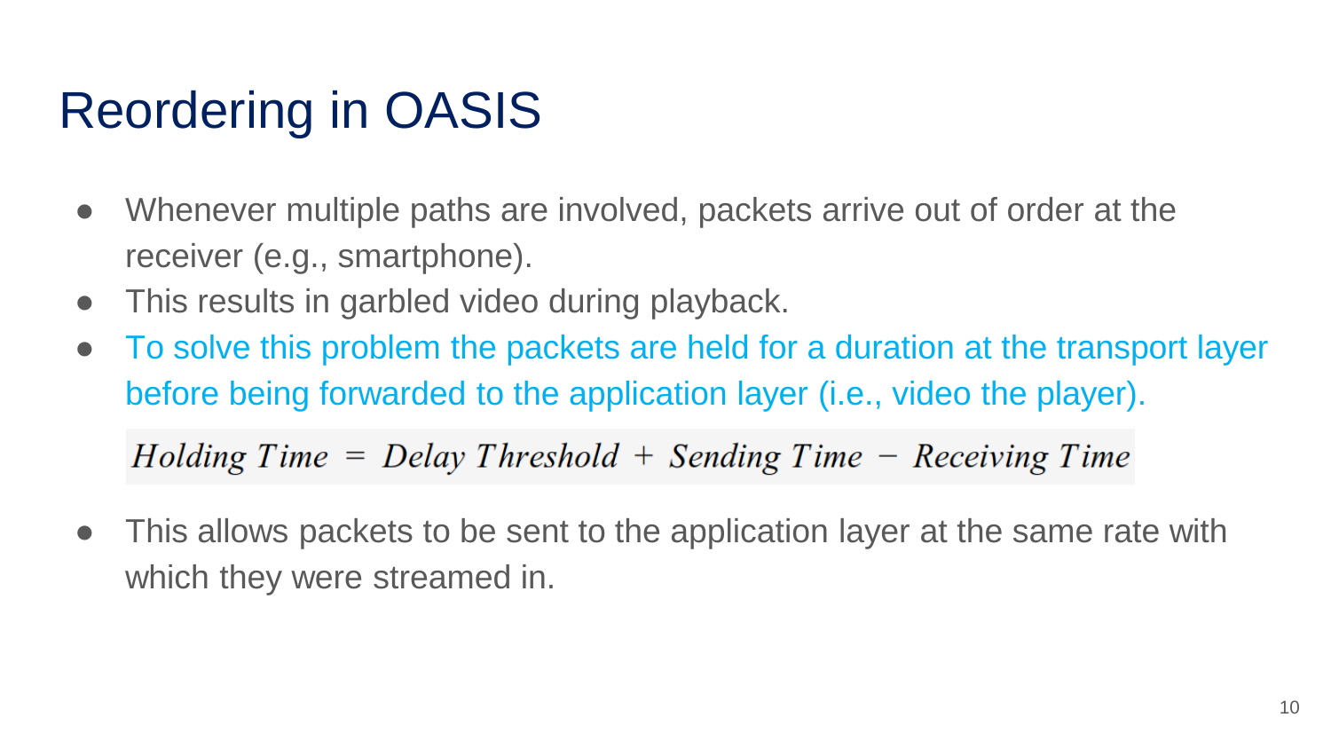# Reordering in OASIS

- Whenever multiple paths are involved, packets arrive out of order at the receiver (e.g., smartphone).
- This results in garbled video during playback.
- To solve this problem the packets are held for a duration at the transport layer before being forwarded to the application layer (i.e., video the player).

$$Holding\ Time = Delay\ Threshold + Sending\ Time - Receiving\ Time$$

- This allows packets to be sent to the application layer at the same rate with which they were streamed in.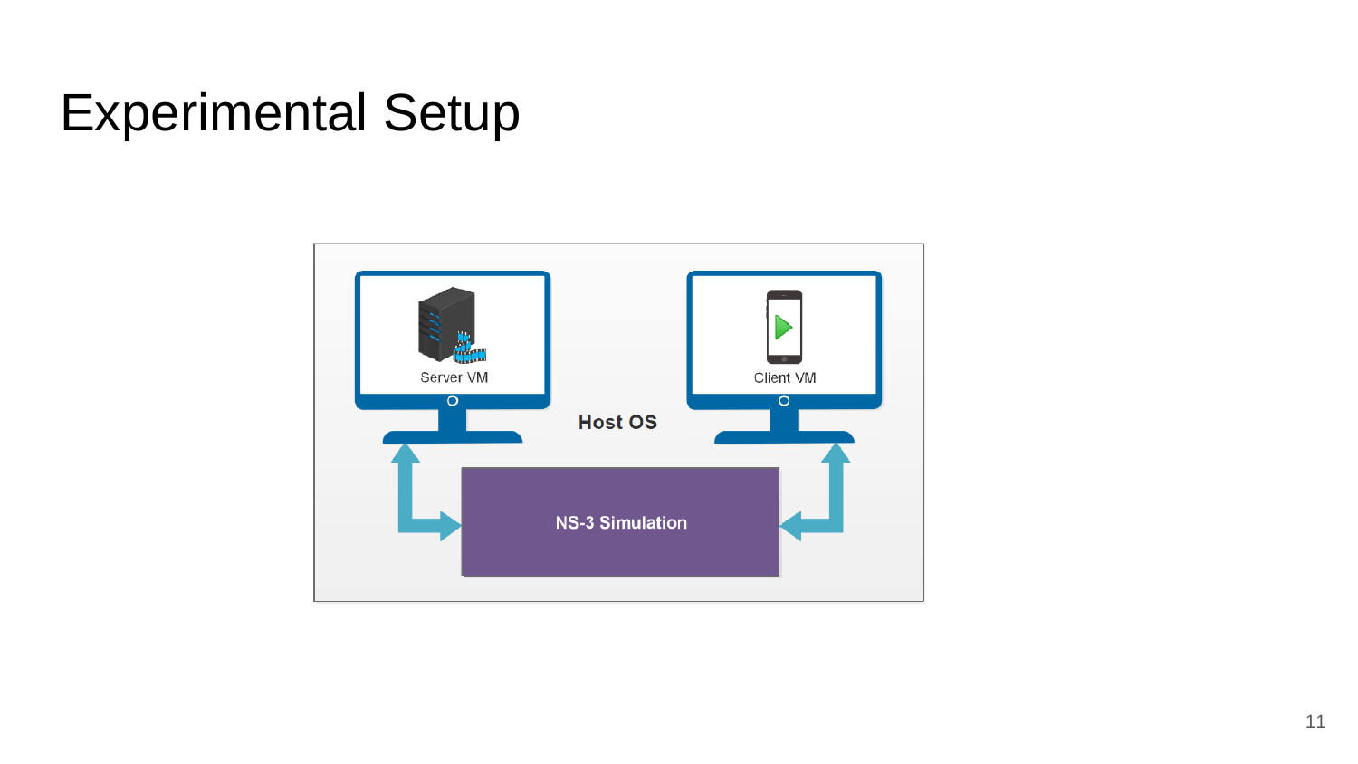# Experimental Setup

Server VM

Client VM

Host OS

NS-3 Simulation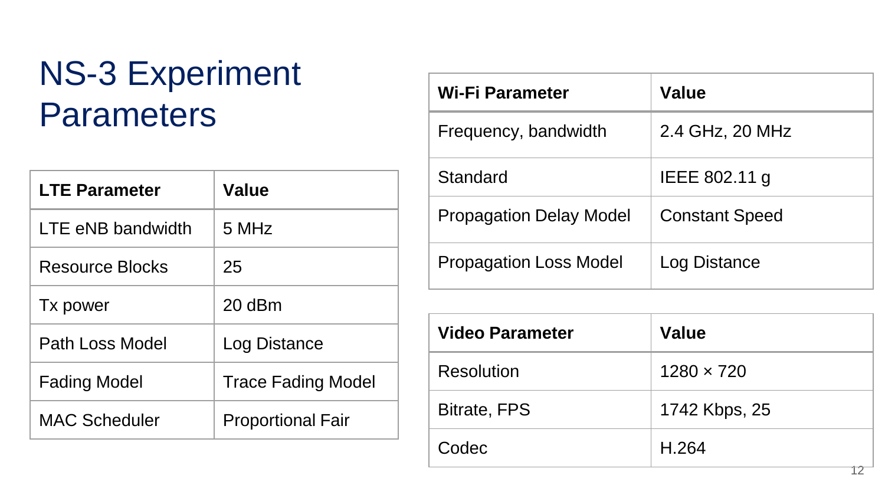# NS-3 Experiment Parameters

| LTE Parameter | Value |
|---|---|
| LTE eNB bandwidth | 5 MHz |
| Resource Blocks | 25 |
| Tx power | 20 dBm |
| Path Loss Model | Log Distance |
| Fading Model | Trace Fading Model |
| MAC Scheduler | Proportional Fair |

| Wi-Fi Parameter | Value |
|---|---|
| Frequency, bandwidth | 2.4 GHz, 20 MHz |
| Standard | IEEE 802.11 g |
| Propagation Delay Model | Constant Speed |
| Propagation Loss Model | Log Distance |

| Video Parameter | Value |
|---|---|
| Resolution | 1280 × 720 |
| Bitrate, FPS | 1742 Kbps, 25 |
| Codec | H.264 |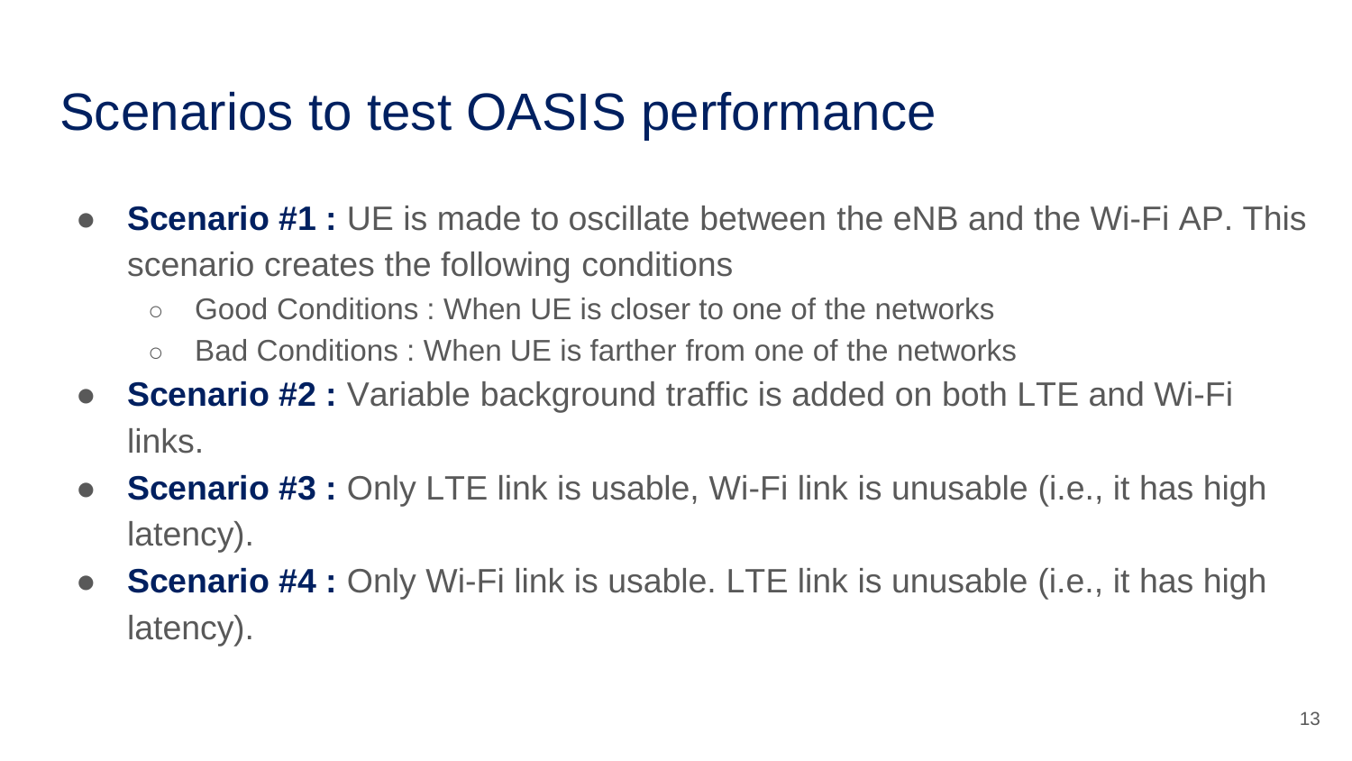# Scenarios to test OASIS performance

- **Scenario #1 :** UE is made to oscillate between the eNB and the Wi-Fi AP. This scenario creates the following conditions
  - Good Conditions : When UE is closer to one of the networks
  - Bad Conditions : When UE is farther from one of the networks
- **Scenario #2 :** Variable background traffic is added on both LTE and Wi-Fi links.
- **Scenario #3 :** Only LTE link is usable, Wi-Fi link is unusable (i.e., it has high latency).
- **Scenario #4 :** Only Wi-Fi link is usable. LTE link is unusable (i.e., it has high latency).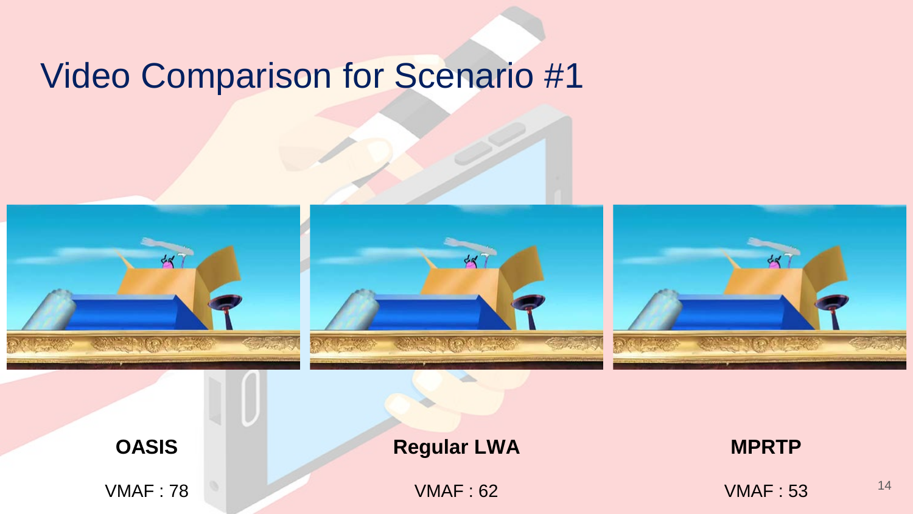# Video Comparison for Scenario #1

**OASIS**

VMAF : 78

**Regular LWA**

VMAF : 62

**MPRTP**

VMAF : 53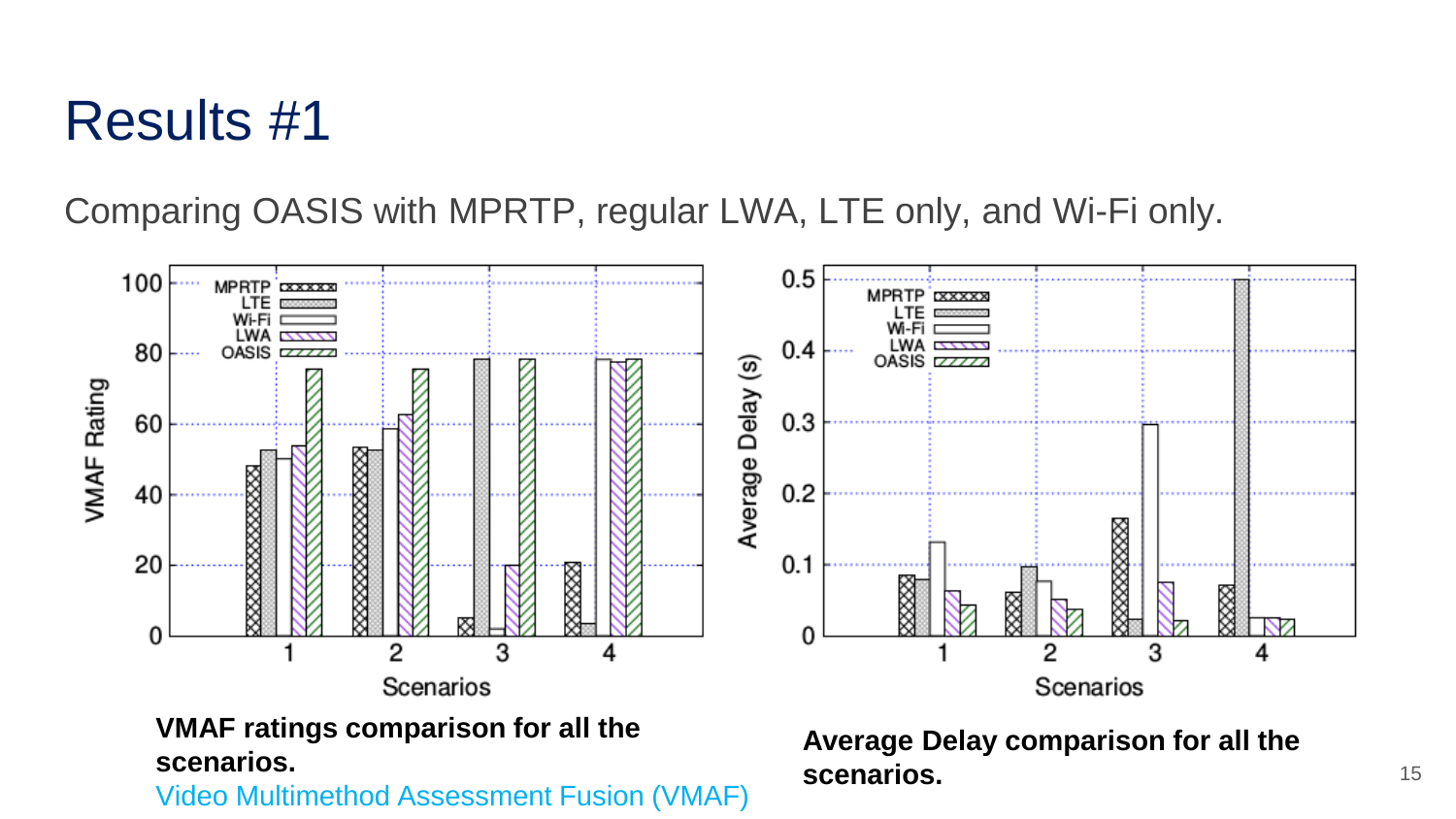# Results #1

Comparing OASIS with MPRTP, regular LWA, LTE only, and Wi-Fi only.

**VMAF ratings comparison for all the scenarios.**

Video Multimethod Assessment Fusion (VMAF)

**Average Delay comparison for all the scenarios.**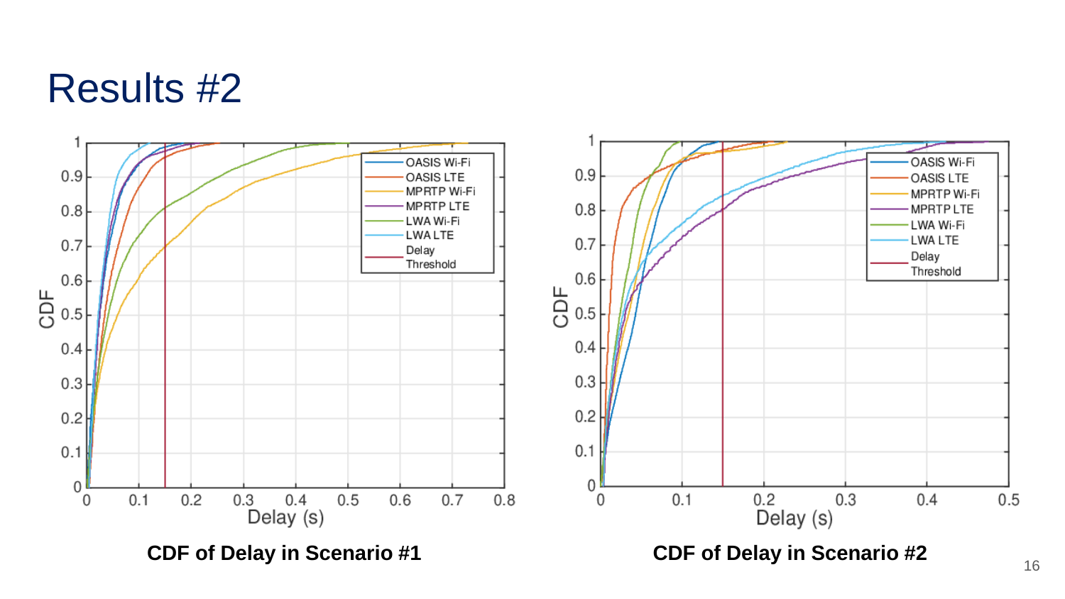# Results #2

**CDF of Delay in Scenario #1**

**CDF of Delay in Scenario #2**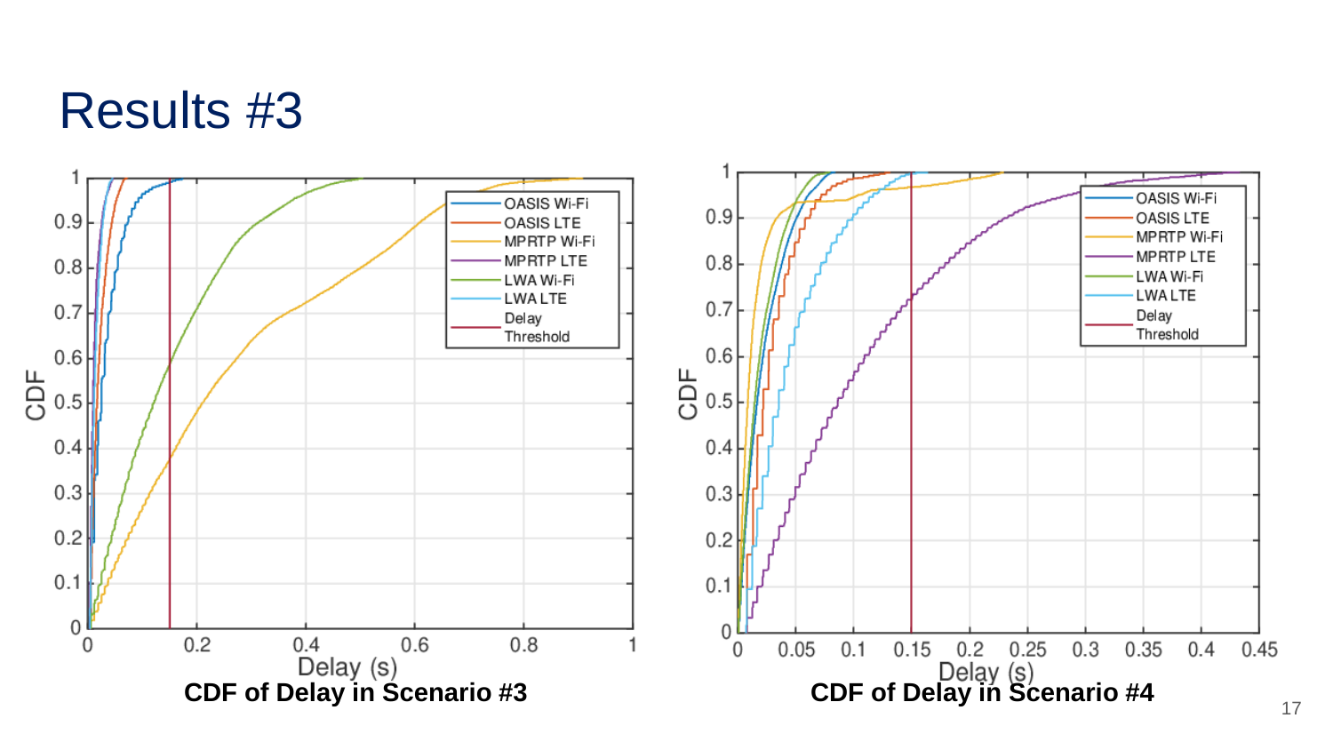# Results #3

CDF of Delay in Scenario #3

CDF of Delay in Scenario #4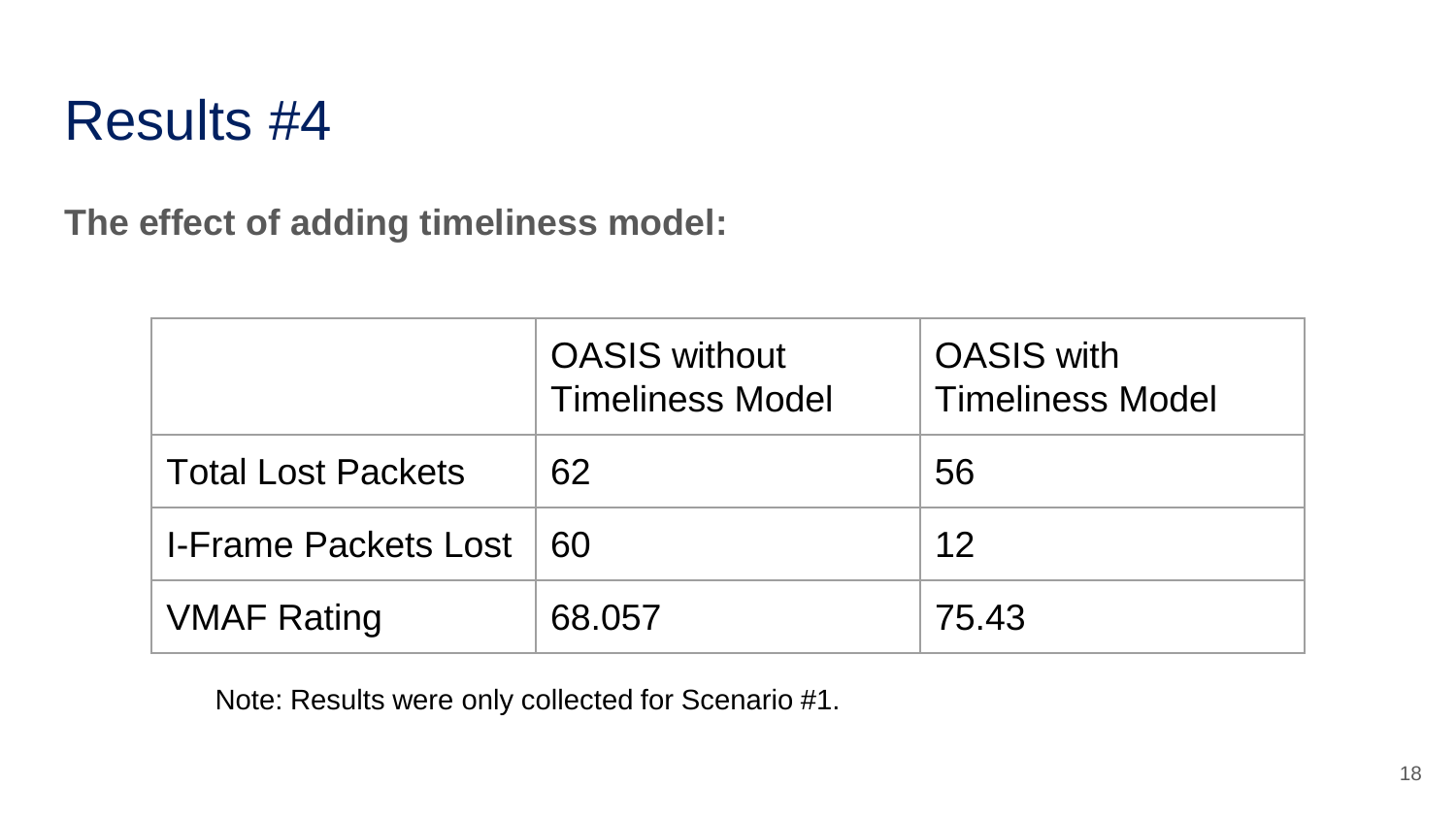# Results #4

**The effect of adding timeliness model:**

| | OASIS without Timeliness Model | OASIS with Timeliness Model |
|---|---|---|
| Total Lost Packets | 62 | 56 |
| I-Frame Packets Lost | 60 | 12 |
| VMAF Rating | 68.057 | 75.43 |

Note: Results were only collected for Scenario #1.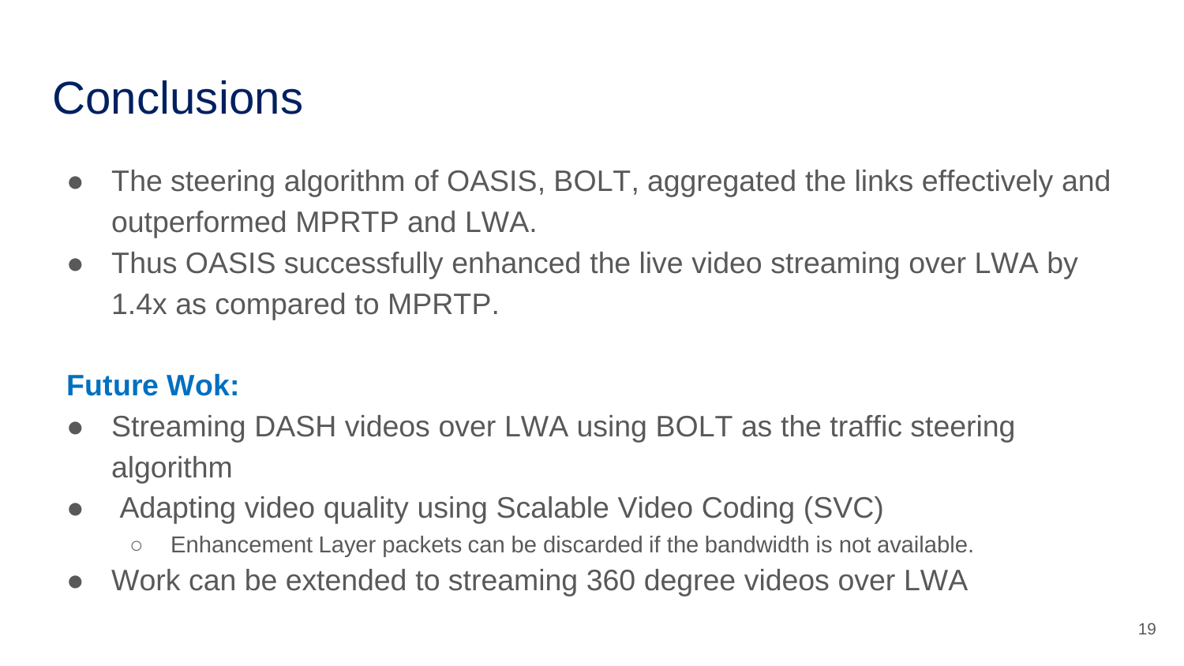# Conclusions

- The steering algorithm of OASIS, BOLT, aggregated the links effectively and outperformed MPRTP and LWA.
- Thus OASIS successfully enhanced the live video streaming over LWA by 1.4x as compared to MPRTP.

**Future Wok:**

- Streaming DASH videos over LWA using BOLT as the traffic steering algorithm
- Adapting video quality using Scalable Video Coding (SVC)
  - Enhancement Layer packets can be discarded if the bandwidth is not available.
- Work can be extended to streaming 360 degree videos over LWA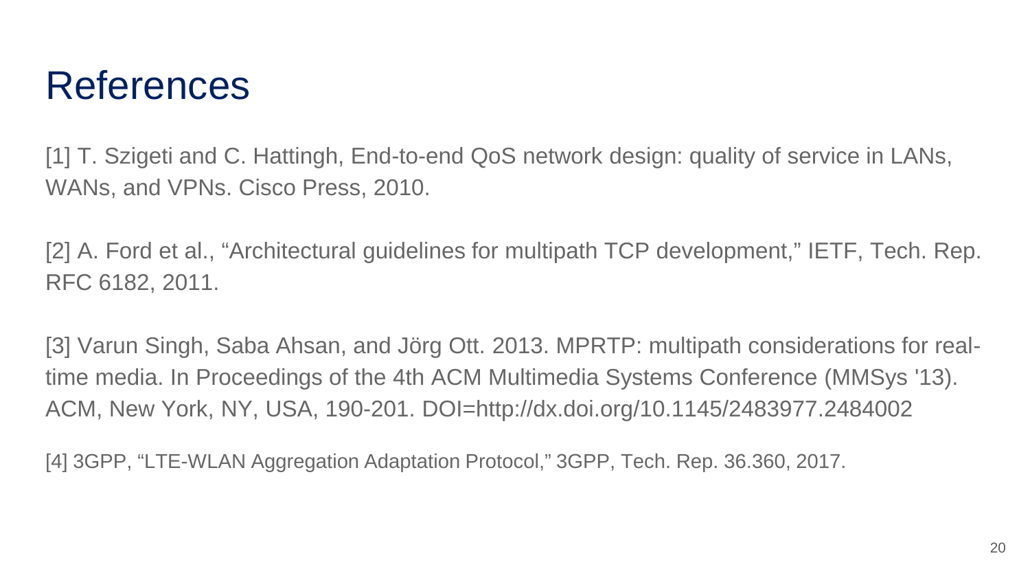# References

[1] T. Szigeti and C. Hattingh, End-to-end QoS network design: quality of service in LANs, WANs, and VPNs. Cisco Press, 2010.

[2] A. Ford et al., “Architectural guidelines for multipath TCP development,” IETF, Tech. Rep. RFC 6182, 2011.

[3] Varun Singh, Saba Ahsan, and Jörg Ott. 2013. MPRTP: multipath considerations for real-time media. In Proceedings of the 4th ACM Multimedia Systems Conference (MMSys '13). ACM, New York, NY, USA, 190-201. DOI=http://dx.doi.org/10.1145/2483977.2484002

[4] 3GPP, “LTE-WLAN Aggregation Adaptation Protocol,” 3GPP, Tech. Rep. 36.360, 2017.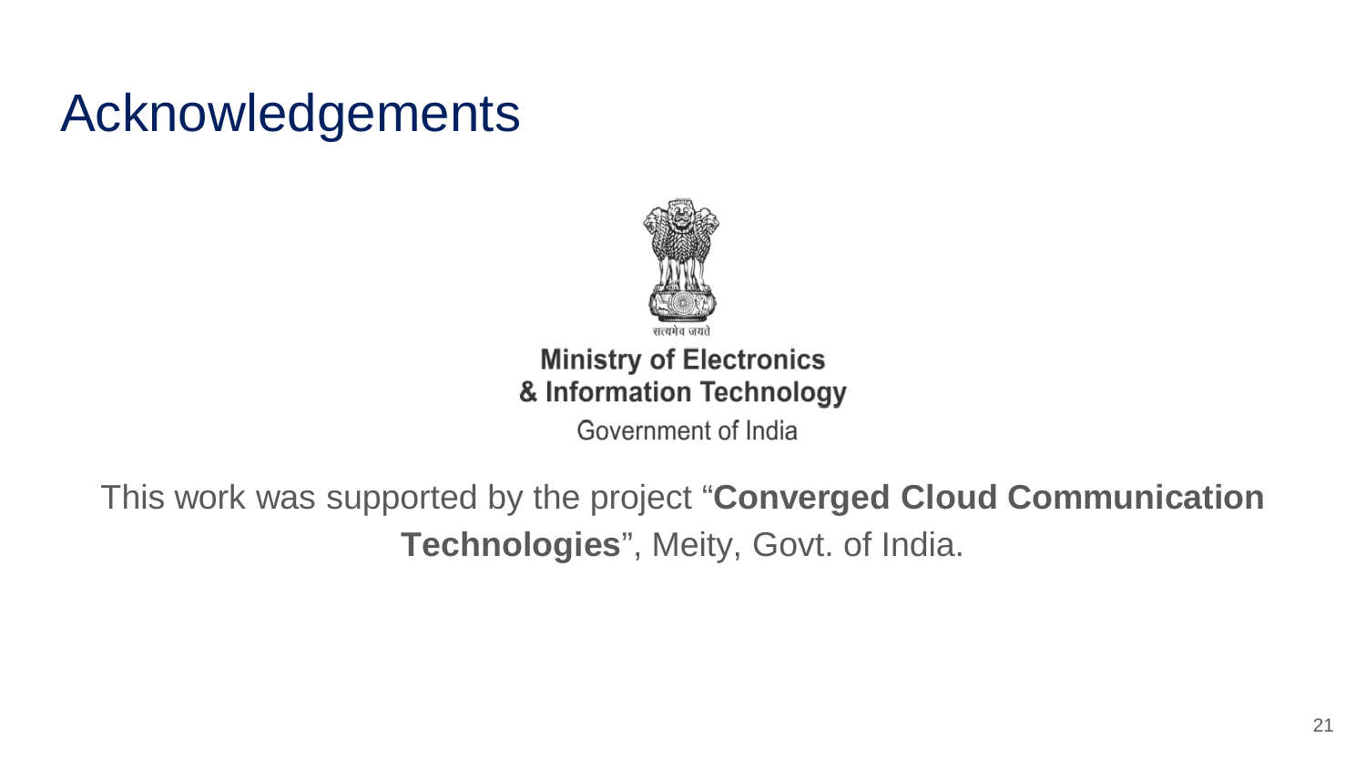# Acknowledgements

सत्यमेव जयते

**Ministry of Electronics & Information Technology**

Government of India

This work was supported by the project "**Converged Cloud Communication Technologies**", Meity, Govt. of India.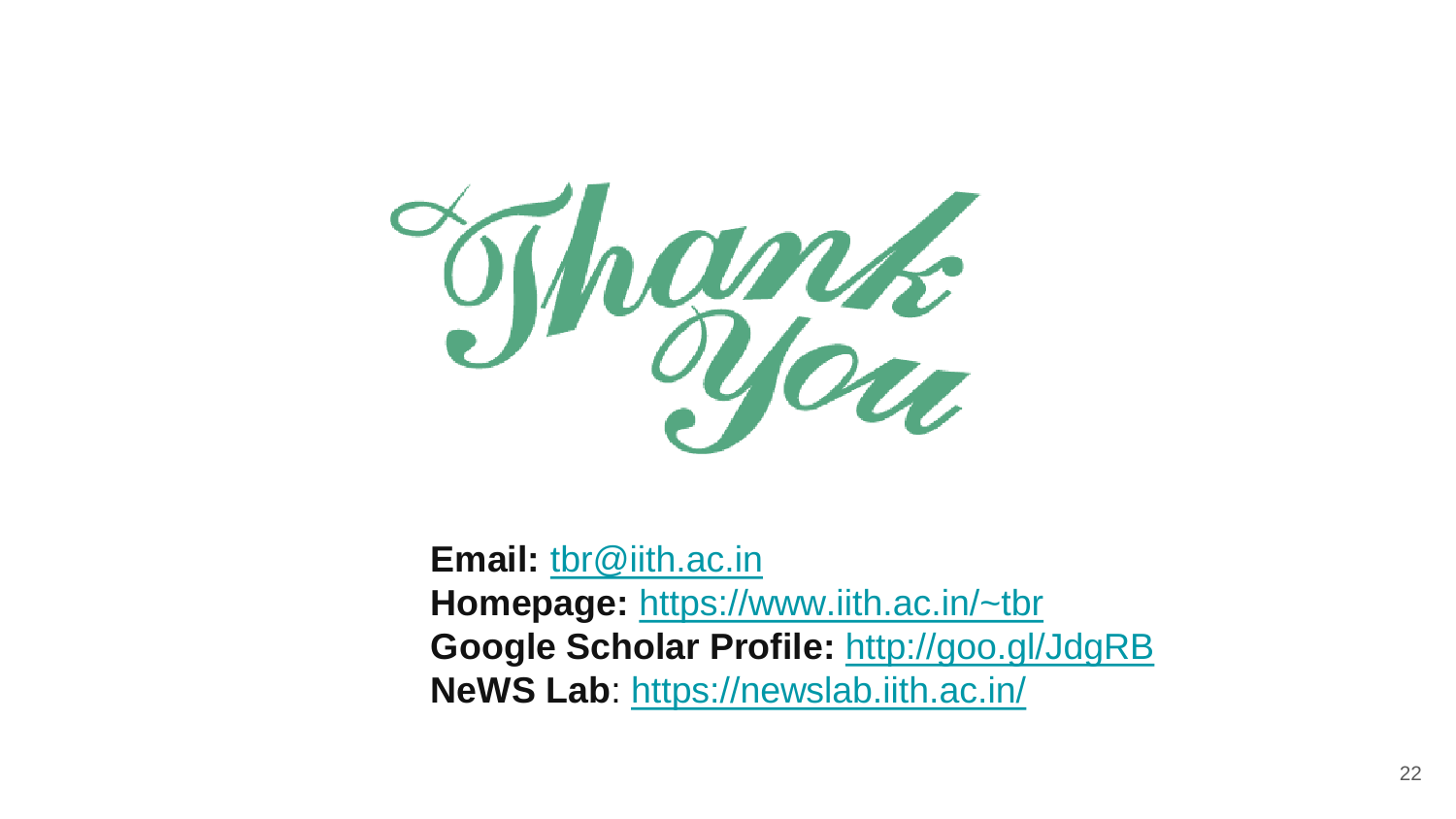Thank You

**Email:** tbr@iith.ac.in
**Homepage:** https://www.iith.ac.in/~tbr
**Google Scholar Profile:** http://goo.gl/JdgRB
**NeWS Lab**: https://newslab.iith.ac.in/